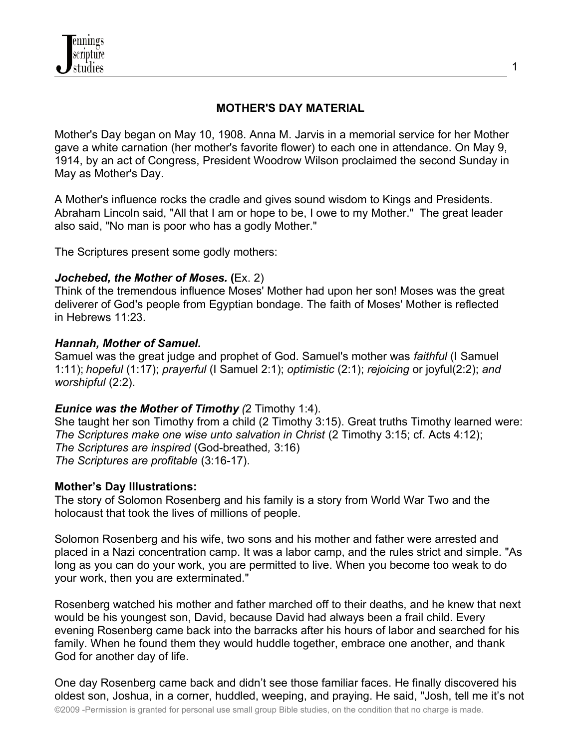# MOTHER'S DAY MATERIAL

Mother's Day began on May 10, 1908. Anna M. Jarvis in a memorial service for her Mother gave a white carnation (her mother's favorite flower) to each one in attendance. On May 9, 1914, by an act of Congress, President Woodrow Wilson proclaimed the second Sunday in May as Mother's Day.

A Mother's influence rocks the cradle and gives sound wisdom to Kings and Presidents. Abraham Lincoln said, "All that I am or hope to be, I owe to my Mother." The great leader also said, "No man is poor who has a godly Mother."

The Scriptures present some godly mothers:

***Jochebed, the Mother of Moses.*** **(**Ex. 2)
Think of the tremendous influence Moses' Mother had upon her son! Moses was the great deliverer of God's people from Egyptian bondage. The faith of Moses' Mother is reflected in Hebrews 11:23.

***Hannah, Mother of Samuel.***
Samuel was the great judge and prophet of God. Samuel's mother was *faithful* (I Samuel 1:11); *hopeful* (1:17); *prayerful* (I Samuel 2:1); *optimistic* (2:1); *rejoicing* or joyful(2:2); *and worshipful* (2:2).

***Eunice was the Mother of Timothy*** *(*2 Timothy 1:4).
She taught her son Timothy from a child (2 Timothy 3:15). Great truths Timothy learned were:
*The Scriptures make one wise unto salvation in Christ* (2 Timothy 3:15; cf. Acts 4:12);
*The Scriptures are inspired* (God-breathed*,* 3:16)
*The Scriptures are profitable* (3:16-17).

**Mother's Day Illustrations:**
The story of Solomon Rosenberg and his family is a story from World War Two and the holocaust that took the lives of millions of people.

Solomon Rosenberg and his wife, two sons and his mother and father were arrested and placed in a Nazi concentration camp. It was a labor camp, and the rules strict and simple. "As long as you can do your work, you are permitted to live. When you become too weak to do your work, then you are exterminated."

Rosenberg watched his mother and father marched off to their deaths, and he knew that next would be his youngest son, David, because David had always been a frail child. Every evening Rosenberg came back into the barracks after his hours of labor and searched for his family. When he found them they would huddle together, embrace one another, and thank God for another day of life.

One day Rosenberg came back and didn't see those familiar faces. He finally discovered his oldest son, Joshua, in a corner, huddled, weeping, and praying. He said, "Josh, tell me it's not

©2009 -Permission is granted for personal use small group Bible studies, on the condition that no charge is made.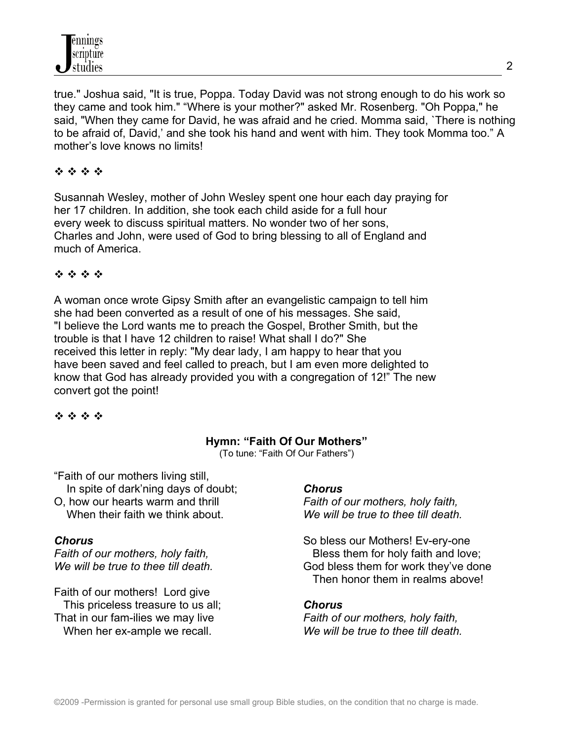true." Joshua said, "It is true, Poppa. Today David was not strong enough to do his work so they came and took him." “Where is your mother?" asked Mr. Rosenberg. "Oh Poppa," he said, "When they came for David, he was afraid and he cried. Momma said, `There is nothing to be afraid of, David,’ and she took his hand and went with him. They took Momma too.” A mother’s love knows no limits!

❖ ❖ ❖ ❖

Susannah Wesley, mother of John Wesley spent one hour each day praying for her 17 children. In addition, she took each child aside for a full hour every week to discuss spiritual matters. No wonder two of her sons, Charles and John, were used of God to bring blessing to all of England and much of America.

❖ ❖ ❖ ❖

A woman once wrote Gipsy Smith after an evangelistic campaign to tell him she had been converted as a result of one of his messages. She said, "I believe the Lord wants me to preach the Gospel, Brother Smith, but the trouble is that I have 12 children to raise! What shall I do?" She received this letter in reply: "My dear lady, I am happy to hear that you have been saved and feel called to preach, but I am even more delighted to know that God has already provided you with a congregation of 12!” The new convert got the point!

❖ ❖ ❖ ❖

**Hymn: “Faith Of Our Mothers”**
(To tune: “Faith Of Our Fathers”)

“Faith of our mothers living still,
In spite of dark’ning days of doubt;
O, how our hearts warm and thrill
When their faith we think about.

***Chorus***
*Faith of our mothers, holy faith,*
*We will be true to thee till death.*

Faith of our mothers! Lord give
This priceless treasure to us all;
That in our fam-ilies we may live
When her ex-ample we recall.

***Chorus***
*Faith of our mothers, holy faith,*
*We will be true to thee till death.*

So bless our Mothers! Ev-ery-one
Bless them for holy faith and love;
God bless them for work they’ve done
Then honor them in realms above!

***Chorus***
*Faith of our mothers, holy faith,*
*We will be true to thee till death.*

©2009 -Permission is granted for personal use small group Bible studies, on the condition that no charge is made.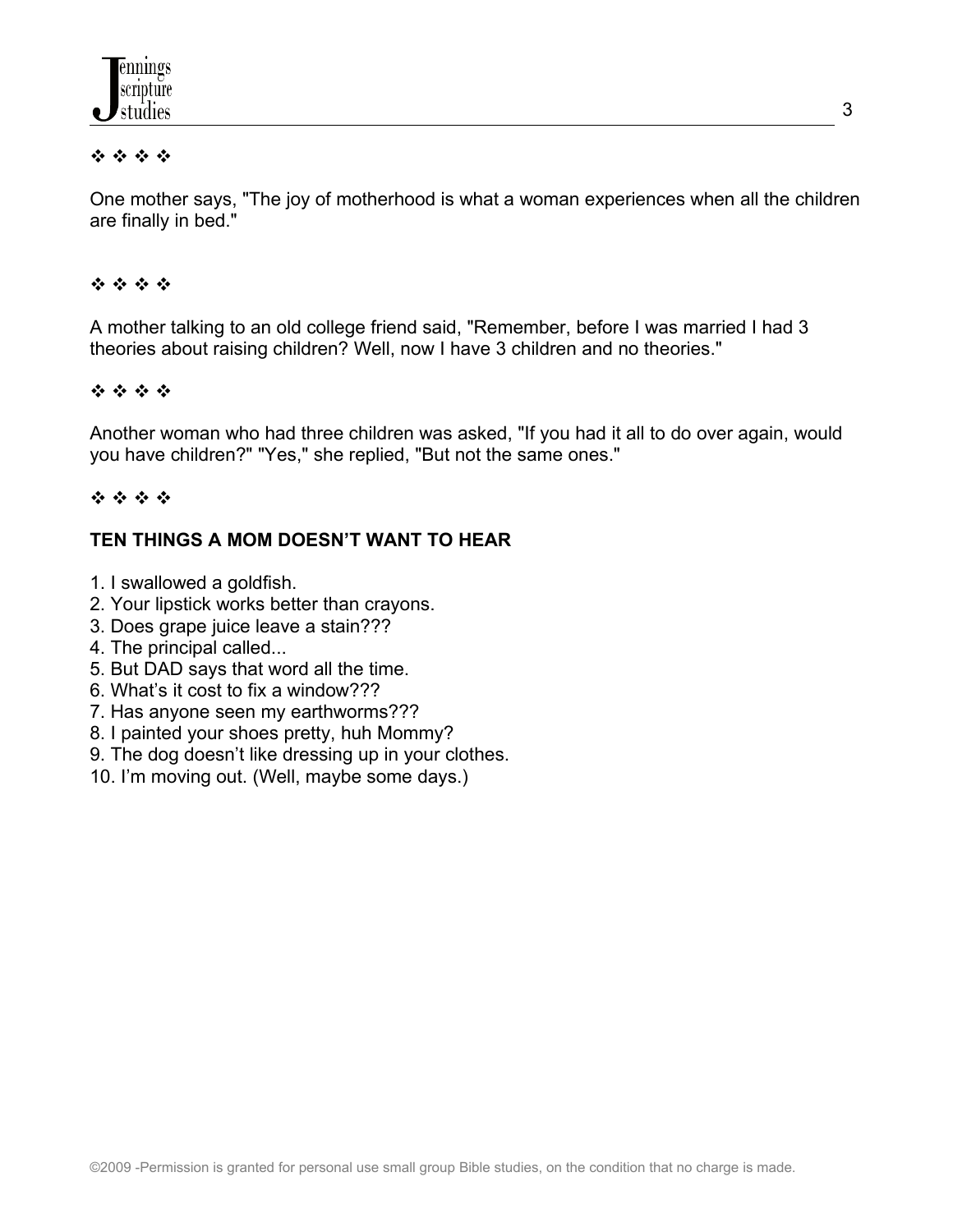❖ ❖ ❖ ❖

One mother says, "The joy of motherhood is what a woman experiences when all the children are finally in bed."

❖ ❖ ❖ ❖

A mother talking to an old college friend said, "Remember, before I was married I had 3 theories about raising children? Well, now I have 3 children and no theories."

❖ ❖ ❖ ❖

Another woman who had three children was asked, "If you had it all to do over again, would you have children?" "Yes," she replied, "But not the same ones."

❖ ❖ ❖ ❖

**TEN THINGS A MOM DOESN'T WANT TO HEAR**

1. I swallowed a goldfish.
2. Your lipstick works better than crayons.
3. Does grape juice leave a stain???
4. The principal called...
5. But DAD says that word all the time.
6. What's it cost to fix a window???
7. Has anyone seen my earthworms???
8. I painted your shoes pretty, huh Mommy?
9. The dog doesn't like dressing up in your clothes.
10. I'm moving out. (Well, maybe some days.)

©2009 -Permission is granted for personal use small group Bible studies, on the condition that no charge is made.